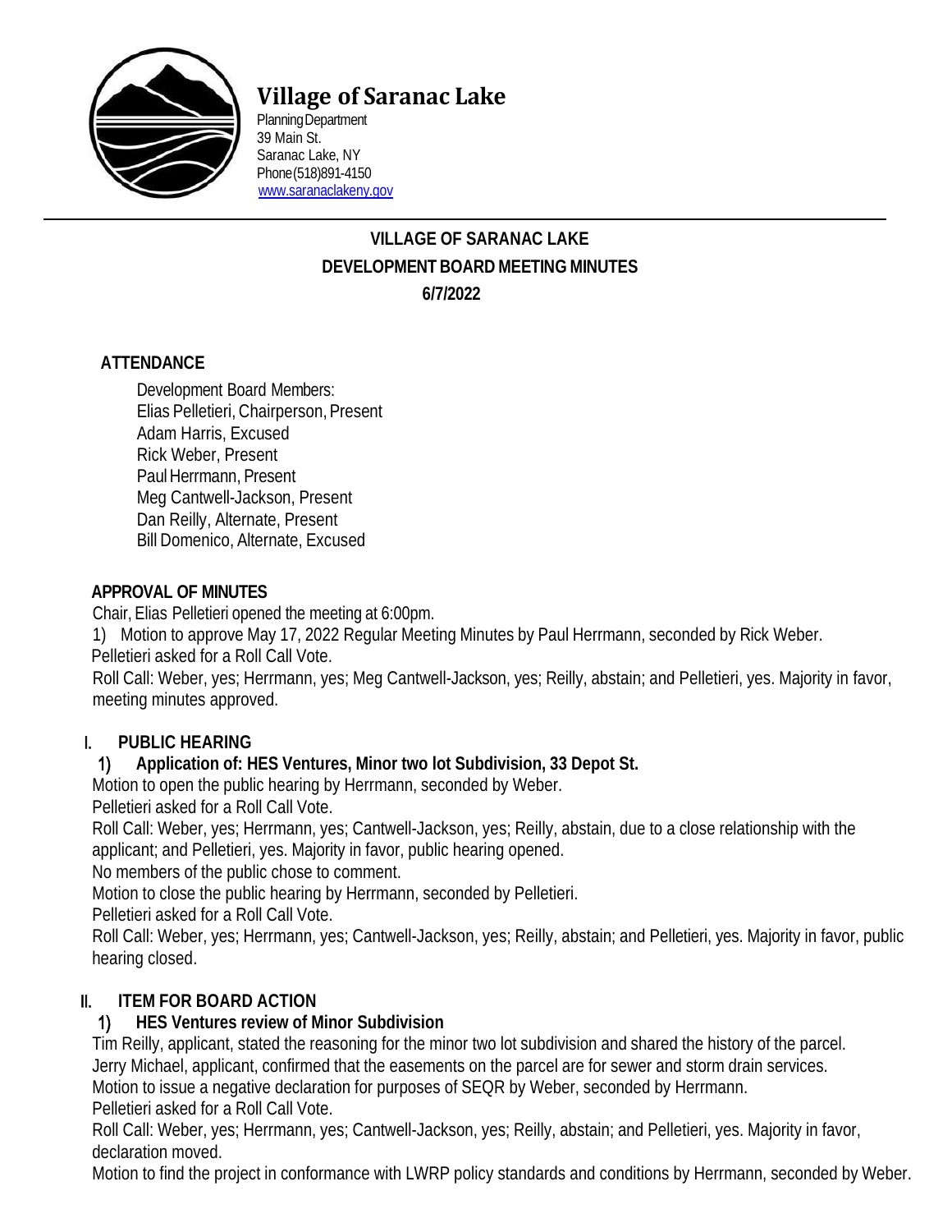# Village of Saranac Lake

Planning Department
39 Main St.
Saranac Lake, NY
Phone (518)891-4150
www.saranaclakeny.gov

---

**VILLAGE OF SARANAC LAKE**
**DEVELOPMENT BOARD MEETING MINUTES**
**6/7/2022**

## ATTENDANCE

Development Board Members:
Elias Pelletieri, Chairperson, Present
Adam Harris, Excused
Rick Weber, Present
Paul Herrmann, Present
Meg Cantwell-Jackson, Present
Dan Reilly, Alternate, Present
Bill Domenico, Alternate, Excused

## APPROVAL OF MINUTES

Chair, Elias Pelletieri opened the meeting at 6:00pm.

1) Motion to approve May 17, 2022 Regular Meeting Minutes by Paul Herrmann, seconded by Rick Weber.
Pelletieri asked for a Roll Call Vote.
Roll Call: Weber, yes; Herrmann, yes; Meg Cantwell-Jackson, yes; Reilly, abstain; and Pelletieri, yes. Majority in favor, meeting minutes approved.

## I. PUBLIC HEARING

### 1) Application of: HES Ventures, Minor two lot Subdivision, 33 Depot St.

Motion to open the public hearing by Herrmann, seconded by Weber.
Pelletieri asked for a Roll Call Vote.
Roll Call: Weber, yes; Herrmann, yes; Cantwell-Jackson, yes; Reilly, abstain, due to a close relationship with the applicant; and Pelletieri, yes. Majority in favor, public hearing opened.
No members of the public chose to comment.
Motion to close the public hearing by Herrmann, seconded by Pelletieri.
Pelletieri asked for a Roll Call Vote.
Roll Call: Weber, yes; Herrmann, yes; Cantwell-Jackson, yes; Reilly, abstain; and Pelletieri, yes. Majority in favor, public hearing closed.

## II. ITEM FOR BOARD ACTION

### 1) HES Ventures review of Minor Subdivision

Tim Reilly, applicant, stated the reasoning for the minor two lot subdivision and shared the history of the parcel.
Jerry Michael, applicant, confirmed that the easements on the parcel are for sewer and storm drain services.
Motion to issue a negative declaration for purposes of SEQR by Weber, seconded by Herrmann.
Pelletieri asked for a Roll Call Vote.
Roll Call: Weber, yes; Herrmann, yes; Cantwell-Jackson, yes; Reilly, abstain; and Pelletieri, yes. Majority in favor, declaration moved.
Motion to find the project in conformance with LWRP policy standards and conditions by Herrmann, seconded by Weber.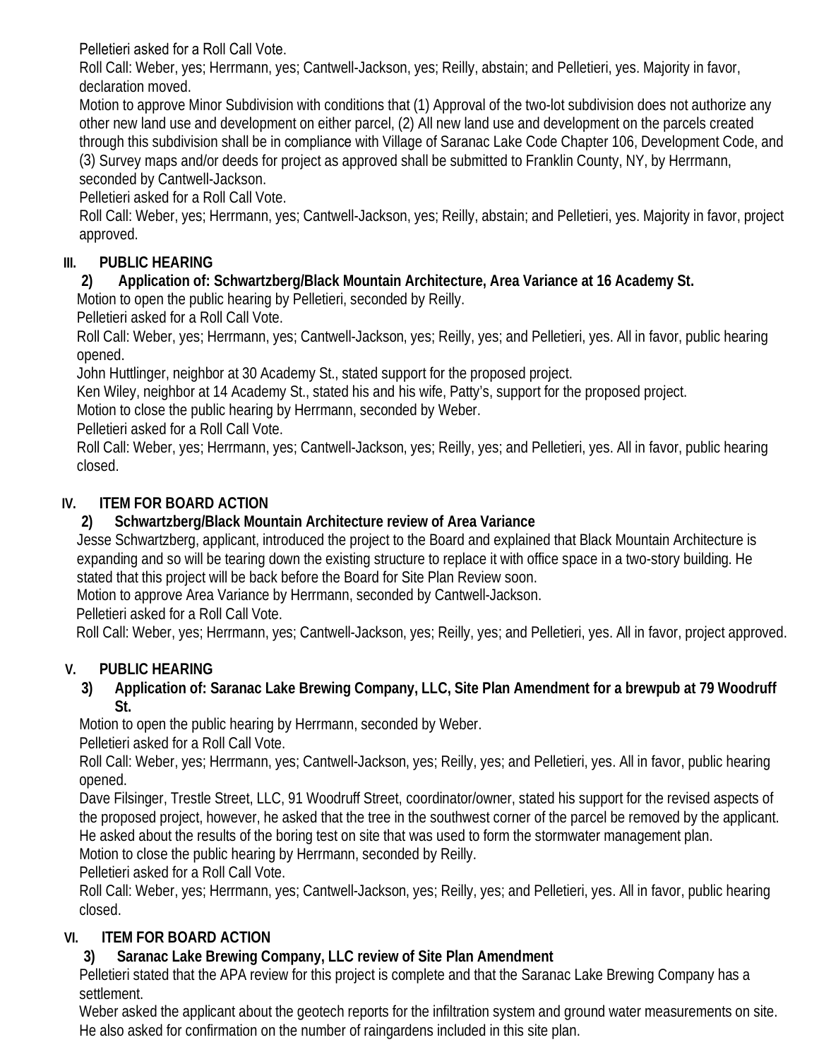Pelletieri asked for a Roll Call Vote.

Roll Call: Weber, yes; Herrmann, yes; Cantwell-Jackson, yes; Reilly, abstain; and Pelletieri, yes. Majority in favor, declaration moved.

Motion to approve Minor Subdivision with conditions that (1) Approval of the two-lot subdivision does not authorize any other new land use and development on either parcel, (2) All new land use and development on the parcels created through this subdivision shall be in compliance with Village of Saranac Lake Code Chapter 106, Development Code, and (3) Survey maps and/or deeds for project as approved shall be submitted to Franklin County, NY, by Herrmann, seconded by Cantwell-Jackson.

Pelletieri asked for a Roll Call Vote.

Roll Call: Weber, yes; Herrmann, yes; Cantwell-Jackson, yes; Reilly, abstain; and Pelletieri, yes. Majority in favor, project approved.

## III. PUBLIC HEARING

### 2) Application of: Schwartzberg/Black Mountain Architecture, Area Variance at 16 Academy St.

Motion to open the public hearing by Pelletieri, seconded by Reilly.

Pelletieri asked for a Roll Call Vote.

Roll Call: Weber, yes; Herrmann, yes; Cantwell-Jackson, yes; Reilly, yes; and Pelletieri, yes. All in favor, public hearing opened.

John Huttlinger, neighbor at 30 Academy St., stated support for the proposed project.

Ken Wiley, neighbor at 14 Academy St., stated his and his wife, Patty's, support for the proposed project.

Motion to close the public hearing by Herrmann, seconded by Weber.

Pelletieri asked for a Roll Call Vote.

Roll Call: Weber, yes; Herrmann, yes; Cantwell-Jackson, yes; Reilly, yes; and Pelletieri, yes. All in favor, public hearing closed.

## IV. ITEM FOR BOARD ACTION

### 2) Schwartzberg/Black Mountain Architecture review of Area Variance

Jesse Schwartzberg, applicant, introduced the project to the Board and explained that Black Mountain Architecture is expanding and so will be tearing down the existing structure to replace it with office space in a two-story building. He stated that this project will be back before the Board for Site Plan Review soon.

Motion to approve Area Variance by Herrmann, seconded by Cantwell-Jackson.

Pelletieri asked for a Roll Call Vote.

Roll Call: Weber, yes; Herrmann, yes; Cantwell-Jackson, yes; Reilly, yes; and Pelletieri, yes. All in favor, project approved.

## V. PUBLIC HEARING

### 3) Application of: Saranac Lake Brewing Company, LLC, Site Plan Amendment for a brewpub at 79 Woodruff St.

Motion to open the public hearing by Herrmann, seconded by Weber.

Pelletieri asked for a Roll Call Vote.

Roll Call: Weber, yes; Herrmann, yes; Cantwell-Jackson, yes; Reilly, yes; and Pelletieri, yes. All in favor, public hearing opened.

Dave Filsinger, Trestle Street, LLC, 91 Woodruff Street, coordinator/owner, stated his support for the revised aspects of the proposed project, however, he asked that the tree in the southwest corner of the parcel be removed by the applicant. He asked about the results of the boring test on site that was used to form the stormwater management plan.

Motion to close the public hearing by Herrmann, seconded by Reilly.

Pelletieri asked for a Roll Call Vote.

Roll Call: Weber, yes; Herrmann, yes; Cantwell-Jackson, yes; Reilly, yes; and Pelletieri, yes. All in favor, public hearing closed.

## VI. ITEM FOR BOARD ACTION

### 3) Saranac Lake Brewing Company, LLC review of Site Plan Amendment

Pelletieri stated that the APA review for this project is complete and that the Saranac Lake Brewing Company has a settlement.

Weber asked the applicant about the geotech reports for the infiltration system and ground water measurements on site. He also asked for confirmation on the number of raingardens included in this site plan.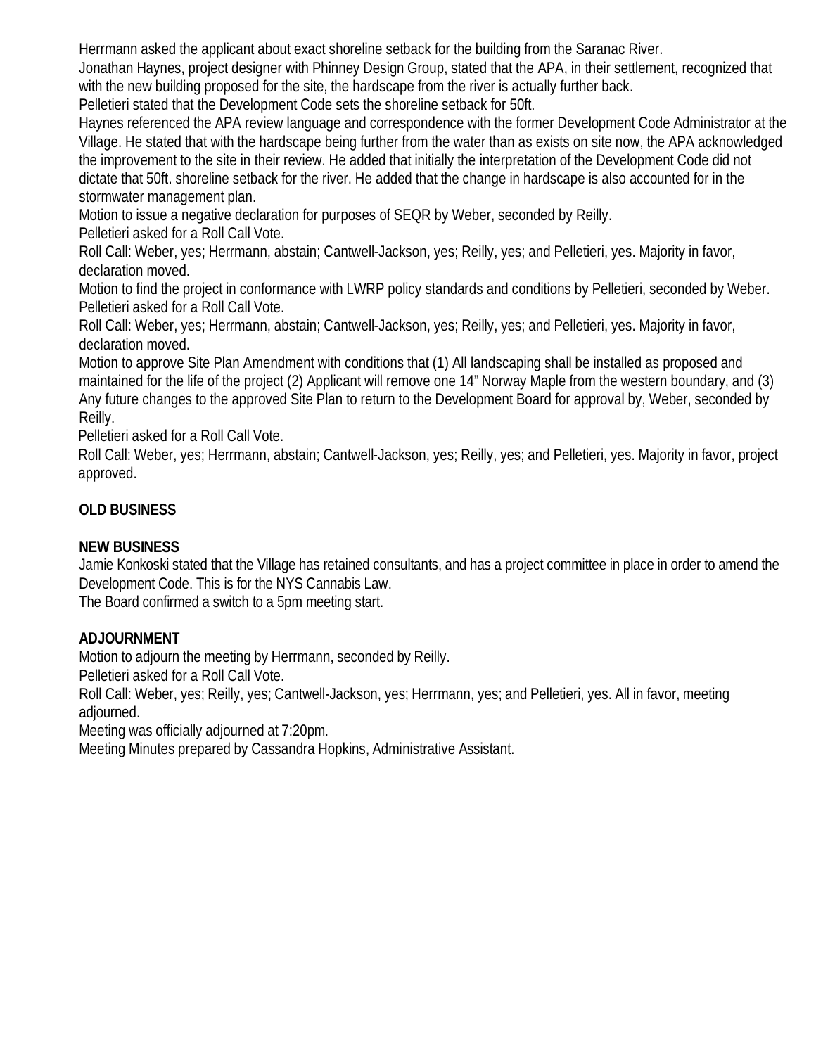Herrmann asked the applicant about exact shoreline setback for the building from the Saranac River.
Jonathan Haynes, project designer with Phinney Design Group, stated that the APA, in their settlement, recognized that with the new building proposed for the site, the hardscape from the river is actually further back.
Pelletieri stated that the Development Code sets the shoreline setback for 50ft.
Haynes referenced the APA review language and correspondence with the former Development Code Administrator at the Village. He stated that with the hardscape being further from the water than as exists on site now, the APA acknowledged the improvement to the site in their review. He added that initially the interpretation of the Development Code did not dictate that 50ft. shoreline setback for the river. He added that the change in hardscape is also accounted for in the stormwater management plan.
Motion to issue a negative declaration for purposes of SEQR by Weber, seconded by Reilly.
Pelletieri asked for a Roll Call Vote.
Roll Call: Weber, yes; Herrmann, abstain; Cantwell-Jackson, yes; Reilly, yes; and Pelletieri, yes. Majority in favor, declaration moved.
Motion to find the project in conformance with LWRP policy standards and conditions by Pelletieri, seconded by Weber.
Pelletieri asked for a Roll Call Vote.
Roll Call: Weber, yes; Herrmann, abstain; Cantwell-Jackson, yes; Reilly, yes; and Pelletieri, yes. Majority in favor, declaration moved.
Motion to approve Site Plan Amendment with conditions that (1) All landscaping shall be installed as proposed and maintained for the life of the project (2) Applicant will remove one 14" Norway Maple from the western boundary, and (3) Any future changes to the approved Site Plan to return to the Development Board for approval by, Weber, seconded by Reilly.
Pelletieri asked for a Roll Call Vote.
Roll Call: Weber, yes; Herrmann, abstain; Cantwell-Jackson, yes; Reilly, yes; and Pelletieri, yes. Majority in favor, project approved.

**OLD BUSINESS**

**NEW BUSINESS**

Jamie Konkoski stated that the Village has retained consultants, and has a project committee in place in order to amend the Development Code. This is for the NYS Cannabis Law.
The Board confirmed a switch to a 5pm meeting start.

**ADJOURNMENT**

Motion to adjourn the meeting by Herrmann, seconded by Reilly.
Pelletieri asked for a Roll Call Vote.
Roll Call: Weber, yes; Reilly, yes; Cantwell-Jackson, yes; Herrmann, yes; and Pelletieri, yes. All in favor, meeting adjourned.
Meeting was officially adjourned at 7:20pm.
Meeting Minutes prepared by Cassandra Hopkins, Administrative Assistant.